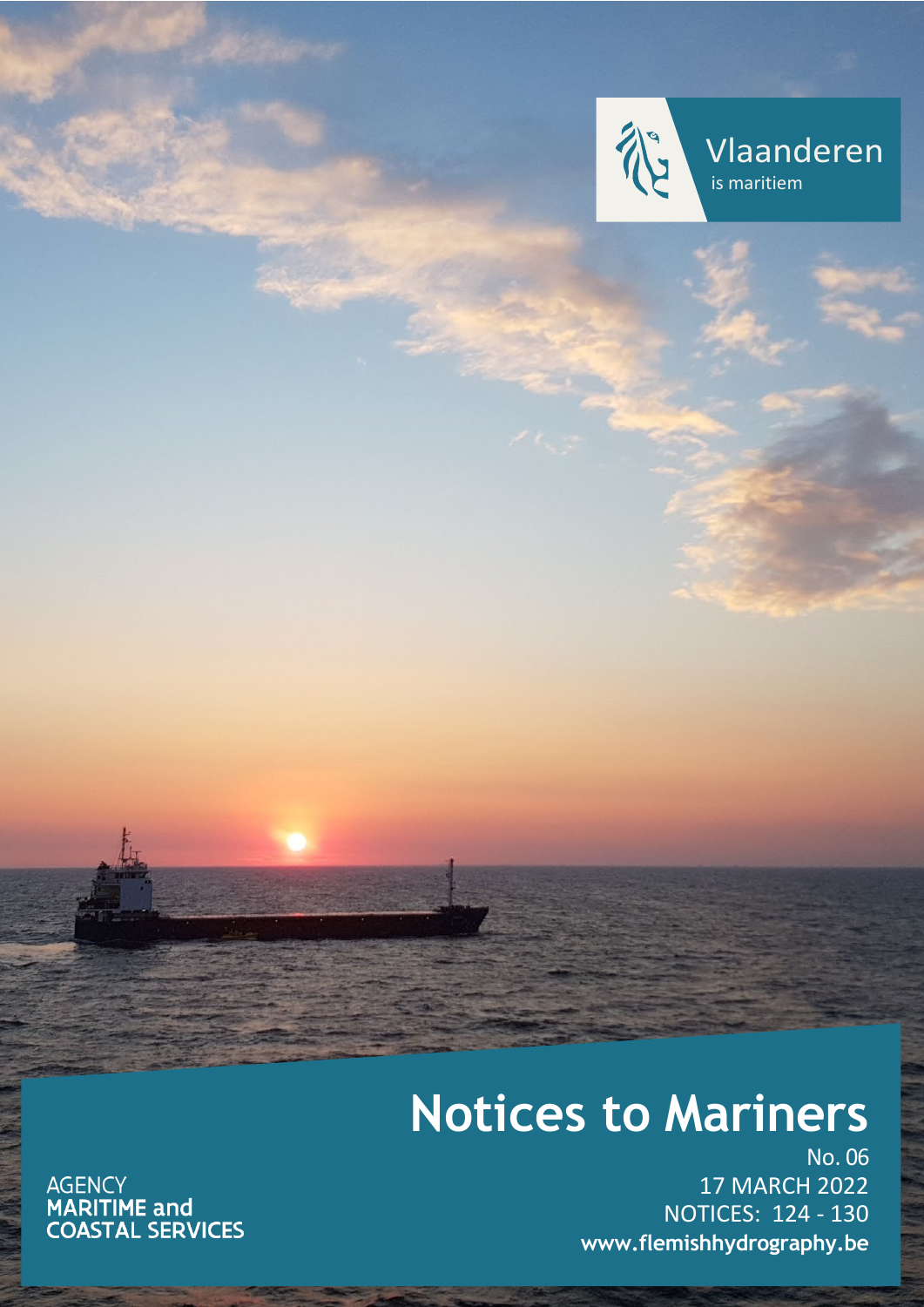Vlaanderen
is maritiem

# Notices to Mariners

No. 06
17 MARCH 2022
NOTICES: 124 - 130
**www.flemishhydrography.be**

AGENCY
**MARITIME and COASTAL SERVICES**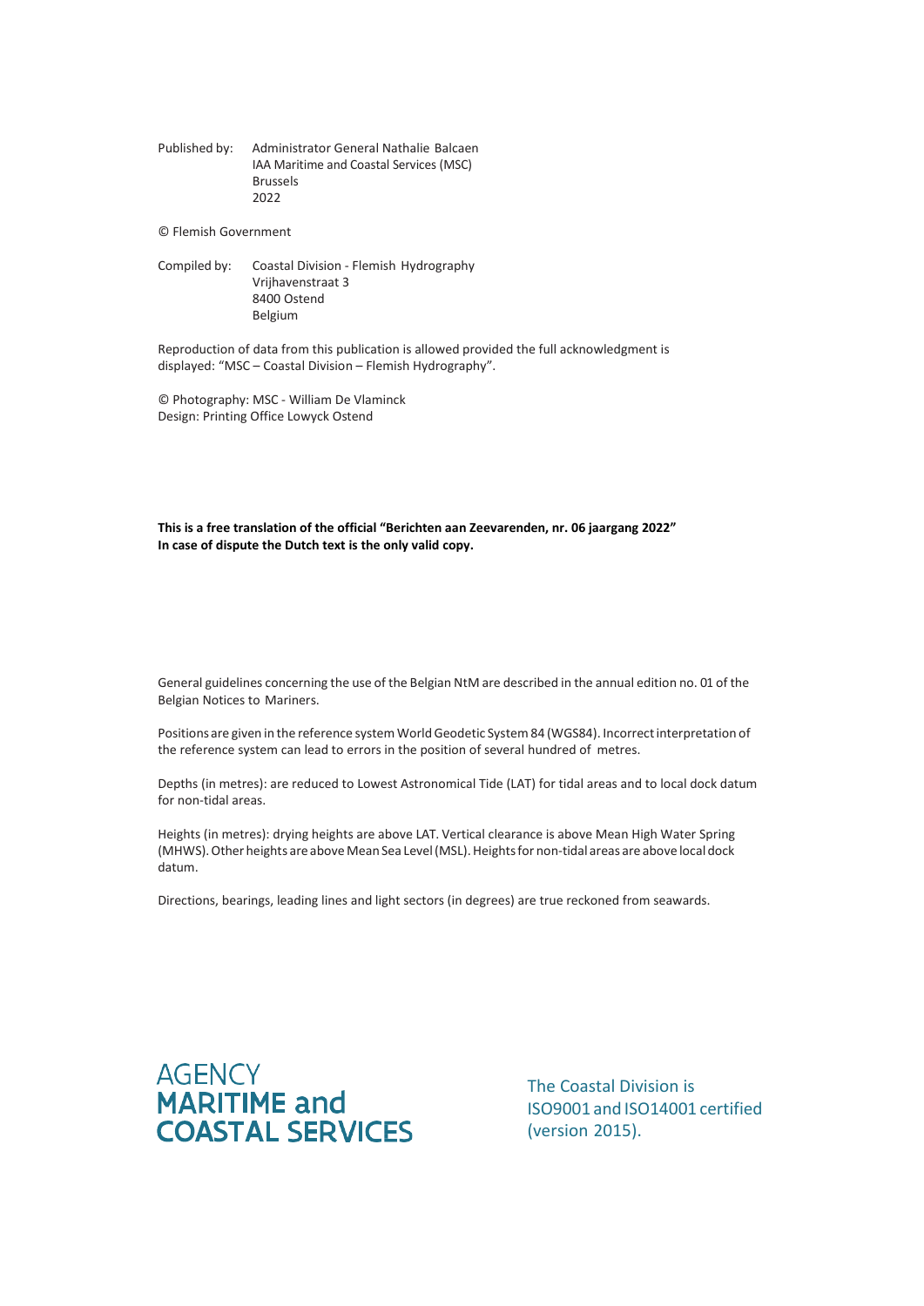Published by: Administrator General Nathalie Balcaen
IAA Maritime and Coastal Services (MSC)
Brussels
2022

© Flemish Government

Compiled by: Coastal Division - Flemish Hydrography
Vrijhavenstraat 3
8400 Ostend
Belgium

Reproduction of data from this publication is allowed provided the full acknowledgment is displayed: “MSC – Coastal Division – Flemish Hydrography”.

© Photography: MSC - William De Vlaminck
Design: Printing Office Lowyck Ostend

**This is a free translation of the official “Berichten aan Zeevarenden, nr. 06 jaargang 2022” In case of dispute the Dutch text is the only valid copy.**

General guidelines concerning the use of the Belgian NtM are described in the annual edition no. 01 of the Belgian Notices to Mariners.

Positions are given in the reference system World Geodetic System 84 (WGS84). Incorrect interpretation of the reference system can lead to errors in the position of several hundred of metres.

Depths (in metres): are reduced to Lowest Astronomical Tide (LAT) for tidal areas and to local dock datum for non-tidal areas.

Heights (in metres): drying heights are above LAT. Vertical clearance is above Mean High Water Spring (MHWS). Other heights are above Mean Sea Level (MSL). Heights for non-tidal areas are above local dock datum.

Directions, bearings, leading lines and light sectors (in degrees) are true reckoned from seawards.

AGENCY
**MARITIME and COASTAL SERVICES**

The Coastal Division is ISO9001 and ISO14001 certified (version 2015).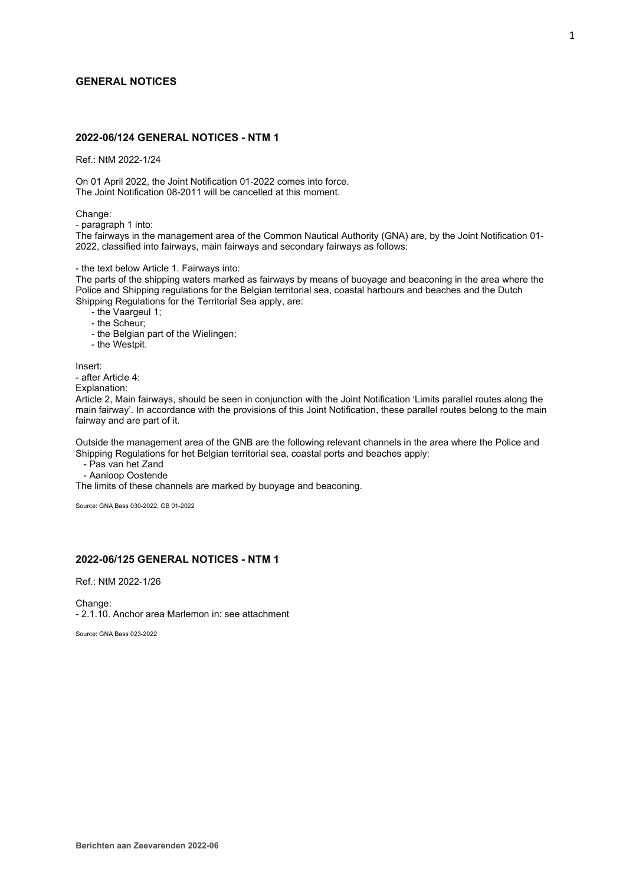## GENERAL NOTICES

### 2022-06/124 GENERAL NOTICES - NTM 1

Ref.: NtM 2022-1/24

On 01 April 2022, the Joint Notification 01-2022 comes into force.
The Joint Notification 08-2011 will be cancelled at this moment.

Change:
- paragraph 1 into:

The fairways in the management area of the Common Nautical Authority (GNA) are, by the Joint Notification 01-2022, classified into fairways, main fairways and secondary fairways as follows:

- the text below Article 1. Fairways into:

The parts of the shipping waters marked as fairways by means of buoyage and beaconing in the area where the Police and Shipping regulations for the Belgian territorial sea, coastal harbours and beaches and the Dutch Shipping Regulations for the Territorial Sea apply, are:

- the Vaargeul 1;
- the Scheur;
- the Belgian part of the Wielingen;
- the Westpit.

Insert:
- after Article 4:

Explanation:
Article 2, Main fairways, should be seen in conjunction with the Joint Notification 'Limits parallel routes along the main fairway'. In accordance with the provisions of this Joint Notification, these parallel routes belong to the main fairway and are part of it.

Outside the management area of the GNB are the following relevant channels in the area where the Police and Shipping Regulations for het Belgian territorial sea, coastal ports and beaches apply:

- Pas van het Zand
- Aanloop Oostende

The limits of these channels are marked by buoyage and beaconing.

Source: GNA Bass 030-2022, GB 01-2022

### 2022-06/125 GENERAL NOTICES - NTM 1

Ref.: NtM 2022-1/26

Change:
- 2.1.10. Anchor area Marlemon in: see attachment

Source: GNA Bass 023-2022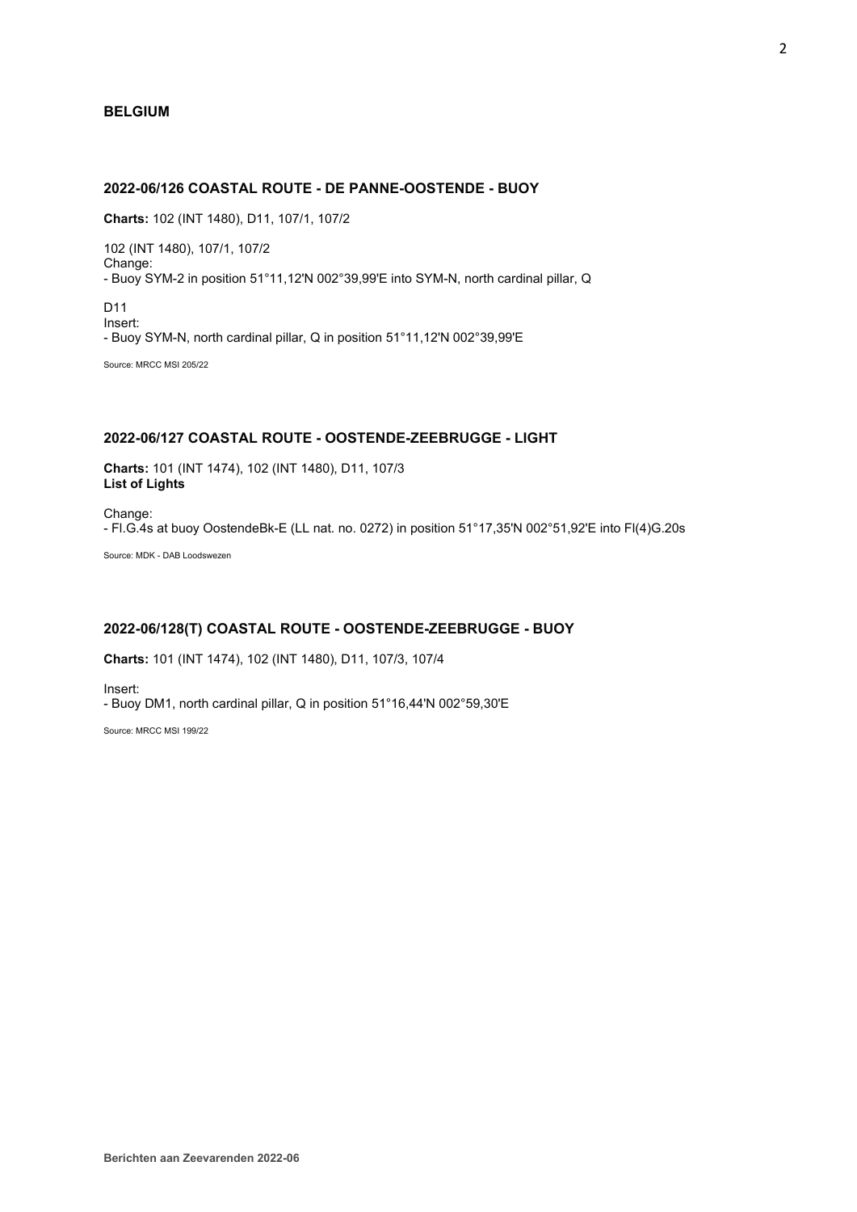## BELGIUM

### 2022-06/126 COASTAL ROUTE - DE PANNE-OOSTENDE - BUOY

**Charts:** 102 (INT 1480), D11, 107/1, 107/2

102 (INT 1480), 107/1, 107/2
Change:
- Buoy SYM-2 in position 51°11,12'N 002°39,99'E into SYM-N, north cardinal pillar, Q

D11
Insert:
- Buoy SYM-N, north cardinal pillar, Q in position 51°11,12'N 002°39,99'E

Source: MRCC MSI 205/22

### 2022-06/127 COASTAL ROUTE - OOSTENDE-ZEEBRUGGE - LIGHT

**Charts:** 101 (INT 1474), 102 (INT 1480), D11, 107/3
**List of Lights**

Change:
- Fl.G.4s at buoy OostendeBk-E (LL nat. no. 0272) in position 51°17,35'N 002°51,92'E into Fl(4)G.20s

Source: MDK - DAB Loodswezen

### 2022-06/128(T) COASTAL ROUTE - OOSTENDE-ZEEBRUGGE - BUOY

**Charts:** 101 (INT 1474), 102 (INT 1480), D11, 107/3, 107/4

Insert:
- Buoy DM1, north cardinal pillar, Q in position 51°16,44'N 002°59,30'E

Source: MRCC MSI 199/22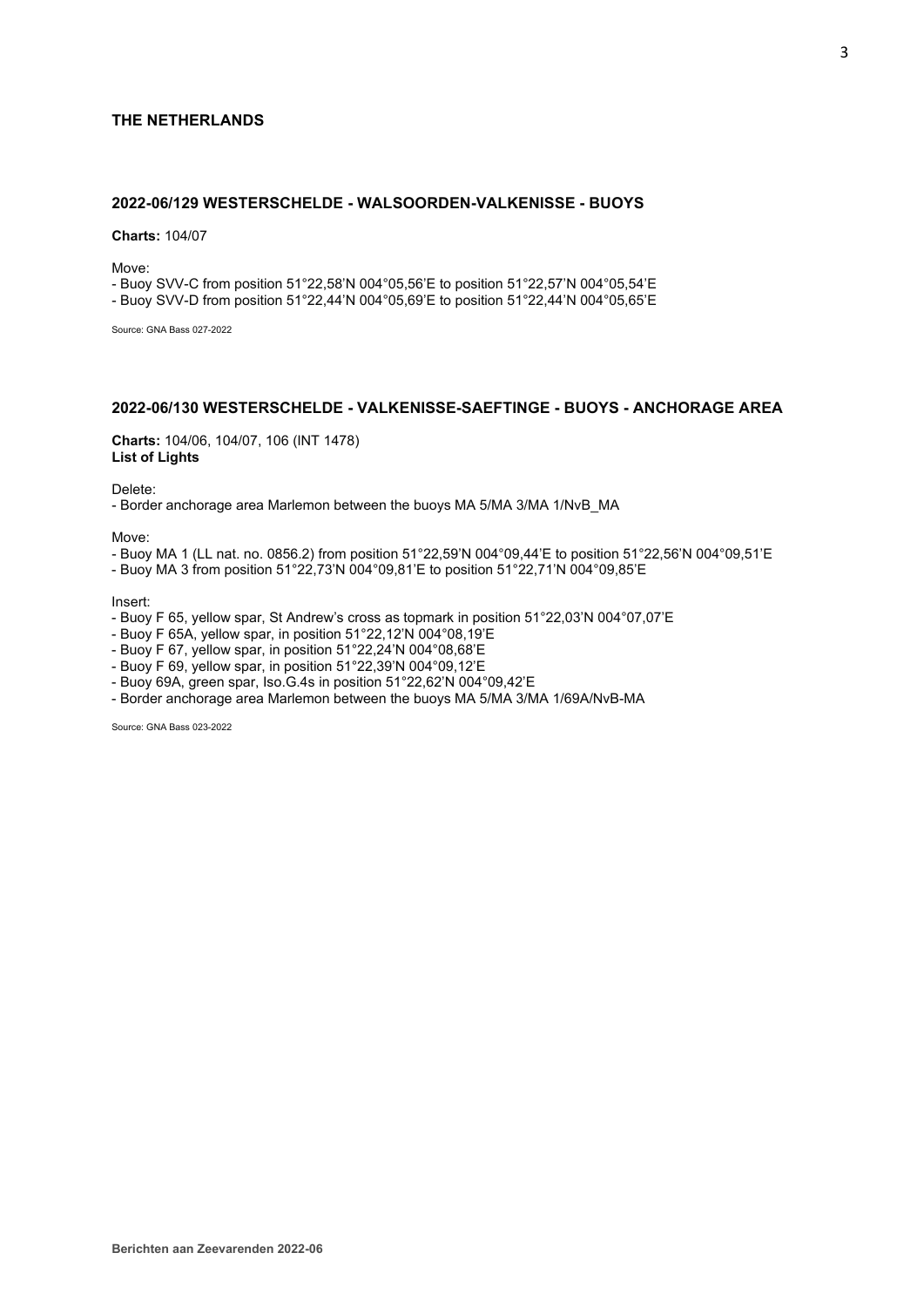# THE NETHERLANDS

## 2022-06/129 WESTERSCHELDE - WALSOORDEN-VALKENISSE - BUOYS

**Charts:** 104/07

Move:

- Buoy SVV-C from position 51°22,58'N 004°05,56'E to position 51°22,57'N 004°05,54'E
- Buoy SVV-D from position 51°22,44'N 004°05,69'E to position 51°22,44'N 004°05,65'E

Source: GNA Bass 027-2022

## 2022-06/130 WESTERSCHELDE - VALKENISSE-SAEFTINGE - BUOYS - ANCHORAGE AREA

**Charts:** 104/06, 104/07, 106 (INT 1478)
**List of Lights**

Delete:

- Border anchorage area Marlemon between the buoys MA 5/MA 3/MA 1/NvB_MA

Move:

- Buoy MA 1 (LL nat. no. 0856.2) from position 51°22,59'N 004°09,44'E to position 51°22,56'N 004°09,51'E
- Buoy MA 3 from position 51°22,73'N 004°09,81'E to position 51°22,71'N 004°09,85'E

Insert:

- Buoy F 65, yellow spar, St Andrew's cross as topmark in position 51°22,03'N 004°07,07'E
- Buoy F 65A, yellow spar, in position 51°22,12'N 004°08,19'E
- Buoy F 67, yellow spar, in position 51°22,24'N 004°08,68'E
- Buoy F 69, yellow spar, in position 51°22,39'N 004°09,12'E
- Buoy 69A, green spar, Iso.G.4s in position 51°22,62'N 004°09,42'E
- Border anchorage area Marlemon between the buoys MA 5/MA 3/MA 1/69A/NvB-MA

Source: GNA Bass 023-2022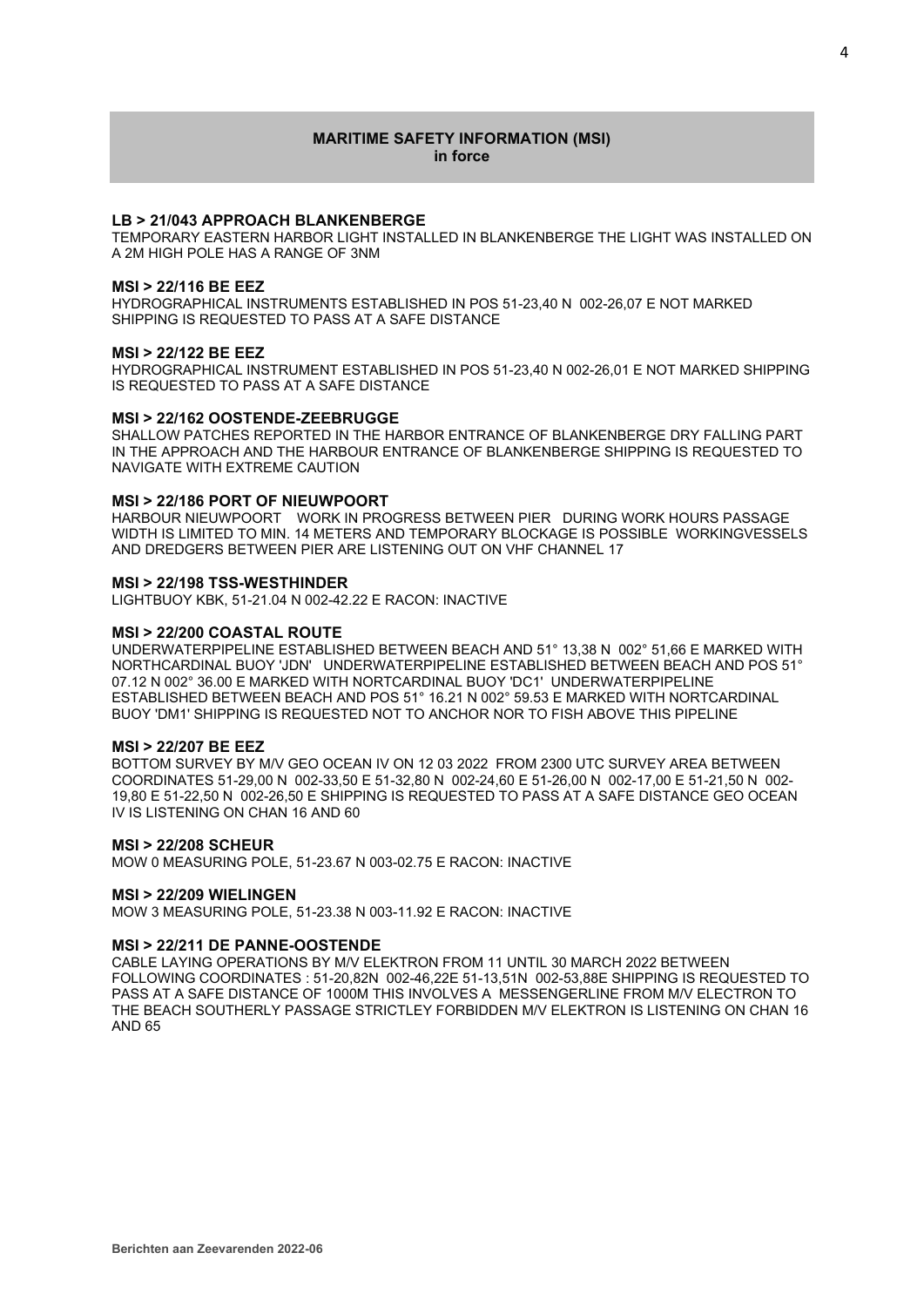## MARITIME SAFETY INFORMATION (MSI)
**in force**

### LB > 21/043 APPROACH BLANKENBERGE

TEMPORARY EASTERN HARBOR LIGHT INSTALLED IN BLANKENBERGE THE LIGHT WAS INSTALLED ON A 2M HIGH POLE HAS A RANGE OF 3NM

### MSI > 22/116 BE EEZ

HYDROGRAPHICAL INSTRUMENTS ESTABLISHED IN POS 51-23,40 N 002-26,07 E NOT MARKED SHIPPING IS REQUESTED TO PASS AT A SAFE DISTANCE

### MSI > 22/122 BE EEZ

HYDROGRAPHICAL INSTRUMENT ESTABLISHED IN POS 51-23,40 N 002-26,01 E NOT MARKED SHIPPING IS REQUESTED TO PASS AT A SAFE DISTANCE

### MSI > 22/162 OOSTENDE-ZEEBRUGGE

SHALLOW PATCHES REPORTED IN THE HARBOR ENTRANCE OF BLANKENBERGE DRY FALLING PART IN THE APPROACH AND THE HARBOUR ENTRANCE OF BLANKENBERGE SHIPPING IS REQUESTED TO NAVIGATE WITH EXTREME CAUTION

### MSI > 22/186 PORT OF NIEUWPOORT

HARBOUR NIEUWPOORT WORK IN PROGRESS BETWEEN PIER DURING WORK HOURS PASSAGE WIDTH IS LIMITED TO MIN. 14 METERS AND TEMPORARY BLOCKAGE IS POSSIBLE WORKINGVESSELS AND DREDGERS BETWEEN PIER ARE LISTENING OUT ON VHF CHANNEL 17

### MSI > 22/198 TSS-WESTHINDER

LIGHTBUOY KBK, 51-21.04 N 002-42.22 E RACON: INACTIVE

### MSI > 22/200 COASTAL ROUTE

UNDERWATERPIPELINE ESTABLISHED BETWEEN BEACH AND 51° 13,38 N 002° 51,66 E MARKED WITH NORTHCARDINAL BUOY 'JDN' UNDERWATERPIPELINE ESTABLISHED BETWEEN BEACH AND POS 51° 07.12 N 002° 36.00 E MARKED WITH NORTCARDINAL BUOY 'DC1' UNDERWATERPIPELINE ESTABLISHED BETWEEN BEACH AND POS 51° 16.21 N 002° 59.53 E MARKED WITH NORTCARDINAL BUOY 'DM1' SHIPPING IS REQUESTED NOT TO ANCHOR NOR TO FISH ABOVE THIS PIPELINE

### MSI > 22/207 BE EEZ

BOTTOM SURVEY BY M/V GEO OCEAN IV ON 12 03 2022 FROM 2300 UTC SURVEY AREA BETWEEN COORDINATES 51-29,00 N 002-33,50 E 51-32,80 N 002-24,60 E 51-26,00 N 002-17,00 E 51-21,50 N 002-19,80 E 51-22,50 N 002-26,50 E SHIPPING IS REQUESTED TO PASS AT A SAFE DISTANCE GEO OCEAN IV IS LISTENING ON CHAN 16 AND 60

### MSI > 22/208 SCHEUR

MOW 0 MEASURING POLE, 51-23.67 N 003-02.75 E RACON: INACTIVE

### MSI > 22/209 WIELINGEN

MOW 3 MEASURING POLE, 51-23.38 N 003-11.92 E RACON: INACTIVE

### MSI > 22/211 DE PANNE-OOSTENDE

CABLE LAYING OPERATIONS BY M/V ELEKTRON FROM 11 UNTIL 30 MARCH 2022 BETWEEN FOLLOWING COORDINATES : 51-20,82N 002-46,22E 51-13,51N 002-53,88E SHIPPING IS REQUESTED TO PASS AT A SAFE DISTANCE OF 1000M THIS INVOLVES A MESSENGERLINE FROM M/V ELECTRON TO THE BEACH SOUTHERLY PASSAGE STRICTLEY FORBIDDEN M/V ELEKTRON IS LISTENING ON CHAN 16 AND 65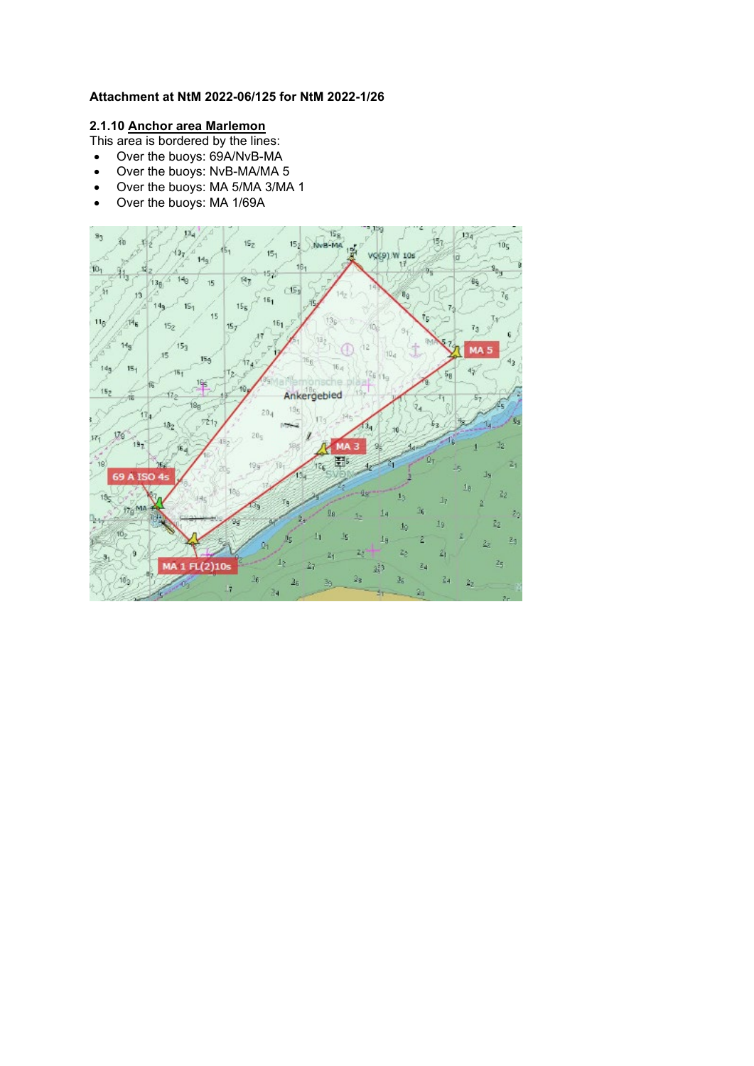**Attachment at NtM 2022-06/125 for NtM 2022-1/26**

**2.1.10 Anchor area Marlemon**

This area is bordered by the lines:

- Over the buoys: 69A/NvB-MA
- Over the buoys: NvB-MA/MA 5
- Over the buoys: MA 5/MA 3/MA 1
- Over the buoys: MA 1/69A

NvB-MA

VQ(9) W 10s

MA 5

MA 3

Ankergebied

69 A ISO 4s

MA 1 FL(2)10s